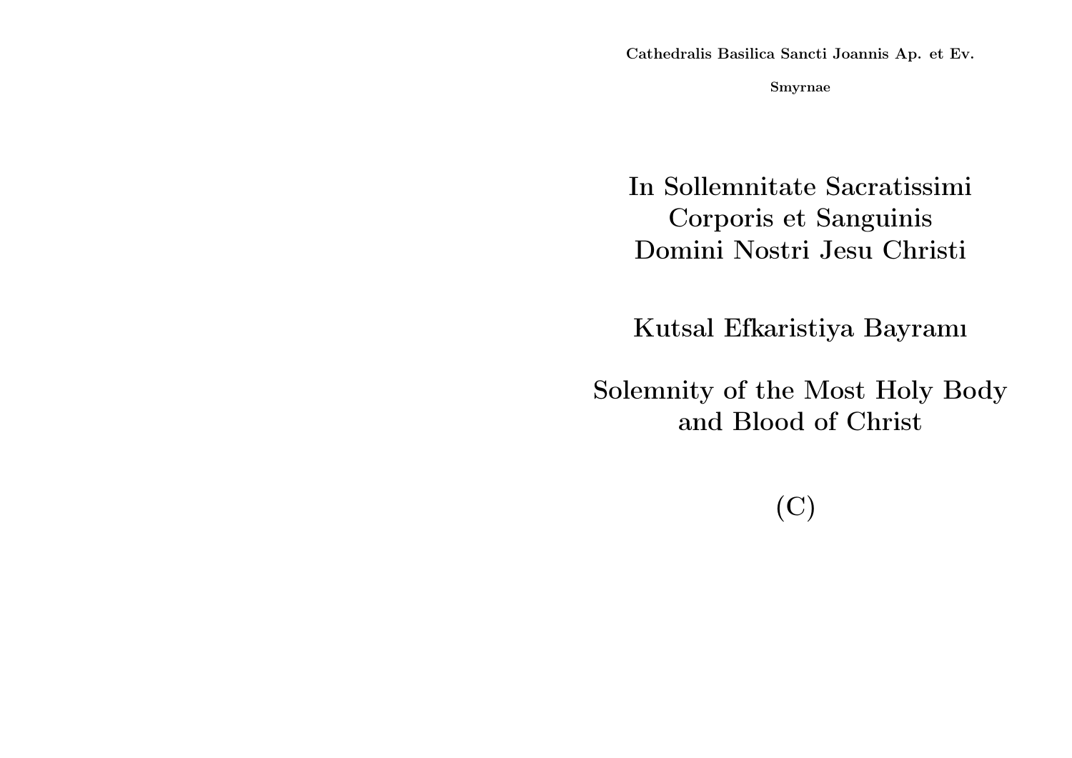**Cathedralis Basilica Sancti Joannis Ap. et Ev.**

**Smyrnae**

# In Sollemnitate Sacratissimi Corporis et Sanguinis Domini Nostri Jesu Christi

# Kutsal Efkaristiya Bayramı

# Solemnity of the Most Holy Body and Blood of Christ

# (C)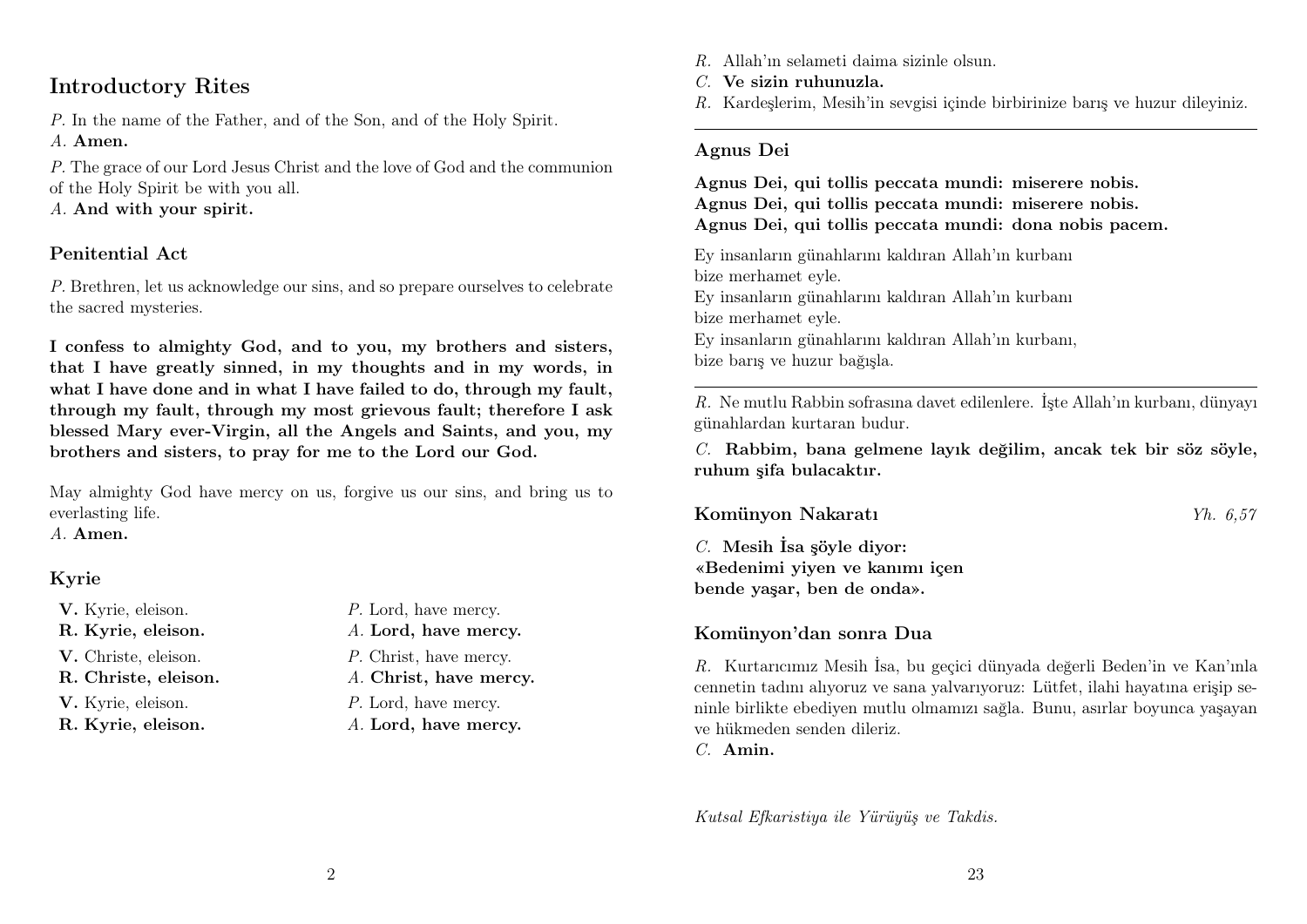## Introductory Rites

*P.* In the name of the Father, and of the Son, and of the Holy Spirit.
*A.* **Amen.**

*P.* The grace of our Lord Jesus Christ and the love of God and the communion of the Holy Spirit be with you all.
*A.* **And with your spirit.**

### Penitential Act

*P.* Brethren, let us acknowledge our sins, and so prepare ourselves to celebrate the sacred mysteries.

**I confess to almighty God, and to you, my brothers and sisters, that I have greatly sinned, in my thoughts and in my words, in what I have done and in what I have failed to do, through my fault, through my fault, through my most grievous fault; therefore I ask blessed Mary ever-Virgin, all the Angels and Saints, and you, my brothers and sisters, to pray for me to the Lord our God.**

May almighty God have mercy on us, forgive us our sins, and bring us to everlasting life.
*A.* **Amen.**

### Kyrie

**V.** Kyrie, eleison.
**R. Kyrie, eleison.**
**V.** Christe, eleison.
**R. Christe, eleison.**
**V.** Kyrie, eleison.
**R. Kyrie, eleison.**

*P.* Lord, have mercy.
*A.* **Lord, have mercy.**
*P.* Christ, have mercy.
*A.* **Christ, have mercy.**
*P.* Lord, have mercy.
*A.* **Lord, have mercy.**

*R.* Allah'ın selameti daima sizinle olsun.
*C.* **Ve sizin ruhunuzla.**
*R.* Kardeşlerim, Mesih'in sevgisi içinde birbirinize barış ve huzur dileyiniz.

---

### Agnus Dei

**Agnus Dei, qui tollis peccata mundi: miserere nobis.**
**Agnus Dei, qui tollis peccata mundi: miserere nobis.**
**Agnus Dei, qui tollis peccata mundi: dona nobis pacem.**

Ey insanların günahlarını kaldıran Allah'ın kurbanı
bize merhamet eyle.
Ey insanların günahlarını kaldıran Allah'ın kurbanı
bize merhamet eyle.
Ey insanların günahlarını kaldıran Allah'ın kurbanı,
bize barış ve huzur bağışla.

---

*R.* Ne mutlu Rabbin sofrasına davet edilenlere. İşte Allah'ın kurbanı, dünyayı günahlardan kurtaran budur.

*C.* **Rabbim, bana gelmene layık değilim, ancak tek bir söz söyle, ruhum şifa bulacaktır.**

### Komünyon Nakaratı

*Yh. 6,57*

*C.* **Mesih İsa şöyle diyor:**
**«Bedenimi yiyen ve kanımı içen**
**bende yaşar, ben de onda».**

### Komünyon'dan sonra Dua

*R.* Kurtarıcımız Mesih İsa, bu geçici dünyada değerli Beden'in ve Kan'ınla cennetin tadını alıyoruz ve sana yalvarıyoruz: Lütfet, ilahi hayatına erişip seninle birlikte ebediyen mutlu olmamızı sağla. Bunu, asırlar boyunca yaşayan ve hükmeden senden dileriz.
*C.* **Amin.**

*Kutsal Efkaristiya ile Yürüyüş ve Takdis.*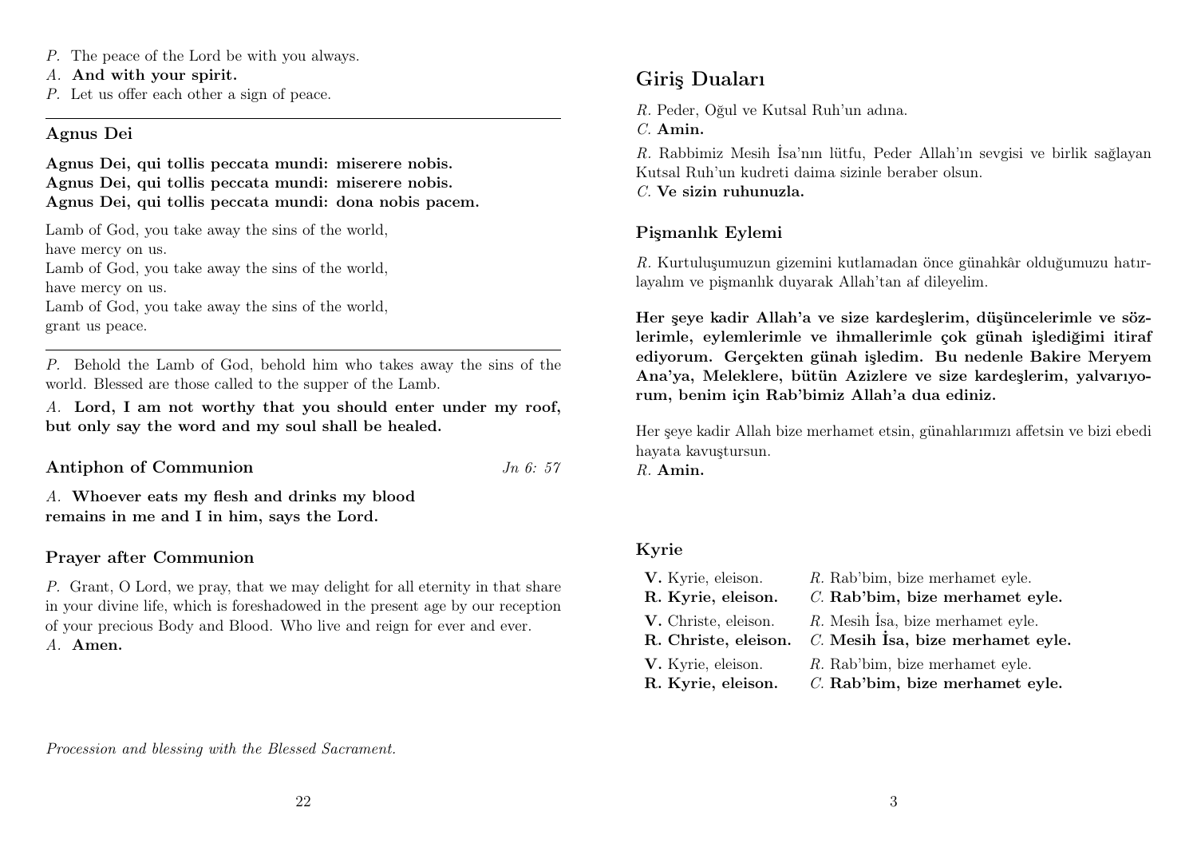*P.* The peace of the Lord be with you always.
*A.* **And with your spirit.**
*P.* Let us offer each other a sign of peace.

### Agnus Dei

**Agnus Dei, qui tollis peccata mundi: miserere nobis.**
**Agnus Dei, qui tollis peccata mundi: miserere nobis.**
**Agnus Dei, qui tollis peccata mundi: dona nobis pacem.**

Lamb of God, you take away the sins of the world,
have mercy on us.
Lamb of God, you take away the sins of the world,
have mercy on us.
Lamb of God, you take away the sins of the world,
grant us peace.

*P.* Behold the Lamb of God, behold him who takes away the sins of the world. Blessed are those called to the supper of the Lamb.

*A.* **Lord, I am not worthy that you should enter under my roof, but only say the word and my soul shall be healed.**

### Antiphon of Communion

*Jn 6: 57*

*A.* **Whoever eats my flesh and drinks my blood remains in me and I in him, says the Lord.**

### Prayer after Communion

*P.* Grant, O Lord, we pray, that we may delight for all eternity in that share in your divine life, which is foreshadowed in the present age by our reception of your precious Body and Blood. Who live and reign for ever and ever.
*A.* **Amen.**

*Procession and blessing with the Blessed Sacrament.*

## Giriş Duaları

*R.* Peder, Oğul ve Kutsal Ruh'un adına.
*C.* **Amin.**
*R.* Rabbimiz Mesih İsa'nın lütfu, Peder Allah'ın sevgisi ve birlik sağlayan Kutsal Ruh'un kudreti daima sizinle beraber olsun.
*C.* **Ve sizin ruhunuzla.**

### Pişmanlık Eylemi

*R.* Kurtuluşumuzun gizemini kutlamadan önce günahkâr olduğumuzu hatırlayalım ve pişmanlık duyarak Allah'tan af dileyelim.

**Her şeye kadir Allah'a ve size kardeşlerim, düşüncelerimle ve sözlerimle, eylemlerimle ve ihmallerimle çok günah işlediğimi itiraf ediyorum. Gerçekten günah işledim. Bu nedenle Bakire Meryem Ana'ya, Meleklere, bütün Azizlere ve size kardeşlerim, yalvarıyorum, benim için Rab'bimiz Allah'a dua ediniz.**

Her şeye kadir Allah bize merhamet etsin, günahlarımızı affetsin ve bizi ebedi hayata kavuştursun.
*R.* **Amin.**

### Kyrie

| | |
|---|---|
| **V.** Kyrie, eleison. | *R.* Rab'bim, bize merhamet eyle. |
| **R. Kyrie, eleison.** | *C.* **Rab'bim, bize merhamet eyle.** |
| **V.** Christe, eleison. | *R.* Mesih İsa, bize merhamet eyle. |
| **R. Christe, eleison.** | *C.* **Mesih İsa, bize merhamet eyle.** |
| **V.** Kyrie, eleison. | *R.* Rab'bim, bize merhamet eyle. |
| **R. Kyrie, eleison.** | *C.* **Rab'bim, bize merhamet eyle.** |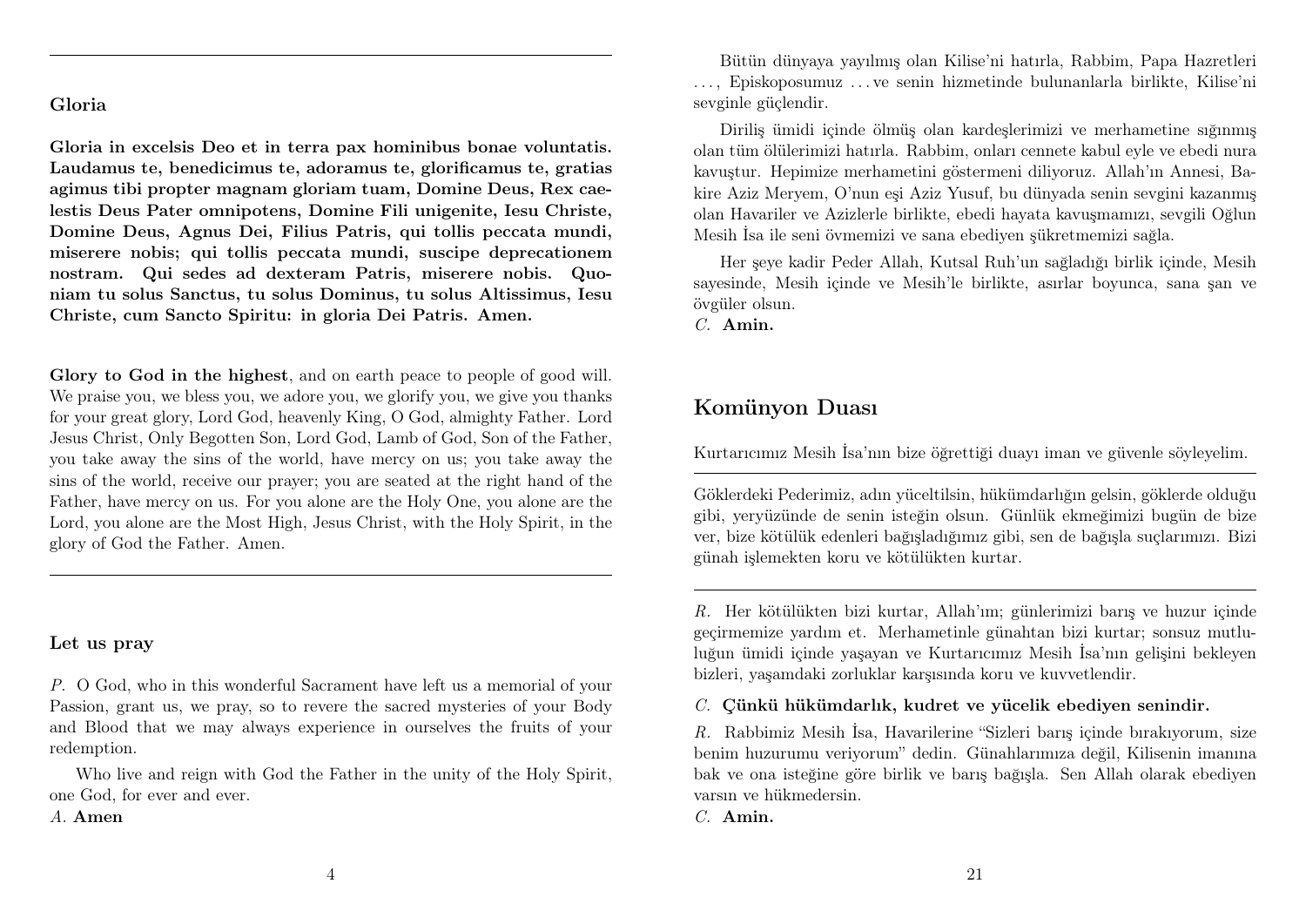### Gloria

**Gloria in excelsis Deo et in terra pax hominibus bonae voluntatis. Laudamus te, benedicimus te, adoramus te, glorificamus te, gratias agimus tibi propter magnam gloriam tuam, Domine Deus, Rex caelestis Deus Pater omnipotens, Domine Fili unigenite, Iesu Christe, Domine Deus, Agnus Dei, Filius Patris, qui tollis peccata mundi, miserere nobis; qui tollis peccata mundi, suscipe deprecationem nostram. Qui sedes ad dexteram Patris, miserere nobis. Quoniam tu solus Sanctus, tu solus Dominus, tu solus Altissimus, Iesu Christe, cum Sancto Spiritu: in gloria Dei Patris. Amen.**

**Glory to God in the highest**, and on earth peace to people of good will. We praise you, we bless you, we adore you, we glorify you, we give you thanks for your great glory, Lord God, heavenly King, O God, almighty Father. Lord Jesus Christ, Only Begotten Son, Lord God, Lamb of God, Son of the Father, you take away the sins of the world, have mercy on us; you take away the sins of the world, receive our prayer; you are seated at the right hand of the Father, have mercy on us. For you alone are the Holy One, you alone are the Lord, you alone are the Most High, Jesus Christ, with the Holy Spirit, in the glory of God the Father. Amen.

---

### Let us pray

*P.* O God, who in this wonderful Sacrament have left us a memorial of your Passion, grant us, we pray, so to revere the sacred mysteries of your Body and Blood that we may always experience in ourselves the fruits of your redemption.

Who live and reign with God the Father in the unity of the Holy Spirit, one God, for ever and ever.
*A.* **Amen**

Bütün dünyaya yayılmış olan Kilise'ni hatırla, Rabbim, Papa Hazretleri . . . , Episkoposumuz . . . ve senin hizmetinde bulunanlarla birlikte, Kilise'ni sevginle güçlendir.

Diriliş ümidi içinde ölmüş olan kardeşlerimizi ve merhametine sığınmış olan tüm ölülerimizi hatırla. Rabbim, onları cennete kabul eyle ve ebedi nura kavuştur. Hepimize merhametini göstermeni diliyoruz. Allah'ın Annesi, Bakire Aziz Meryem, O'nun eşi Aziz Yusuf, bu dünyada senin sevgini kazanmış olan Havariler ve Azizlerle birlikte, ebedi hayata kavuşmamızı, sevgili Oğlun Mesih İsa ile seni övmemizi ve sana ebediyen şükretmemizi sağla.

Her şeye kadir Peder Allah, Kutsal Ruh'un sağladığı birlik içinde, Mesih sayesinde, Mesih içinde ve Mesih'le birlikte, asırlar boyunca, sana şan ve övgüler olsun.
*C.* **Amin.**

## Komünyon Duası

Kurtarıcımız Mesih İsa'nın bize öğrettiği duayı iman ve güvenle söyleyelim.

---

Göklerdeki Pederimiz, adın yüceltilsin, hükümdarlığın gelsin, göklerde olduğu gibi, yeryüzünde de senin isteğin olsun. Günlük ekmeğimizi bugün de bize ver, bize kötülük edenleri bağışladığımız gibi, sen de bağışla suçlarımızı. Bizi günah işlemekten koru ve kötülükten kurtar.

---

*R.* Her kötülükten bizi kurtar, Allah'ım; günlerimizi barış ve huzur içinde geçirmemize yardım et. Merhametinle günahtan bizi kurtar; sonsuz mutluluğun ümidi içinde yaşayan ve Kurtarıcımız Mesih İsa'nın gelişini bekleyen bizleri, yaşamdaki zorluklar karşısında koru ve kuvvetlendir.

*C.* **Çünkü hükümdarlık, kudret ve yücelik ebediyen senindir.**

*R.* Rabbimiz Mesih İsa, Havarilerine "Sizleri barış içinde bırakıyorum, size benim huzurumu veriyorum" dedin. Günahlarımıza değil, Kilisenin imanına bak ve ona isteğine göre birlik ve barış bağışla. Sen Allah olarak ebediyen varsın ve hükmedersin.
*C.* **Amin.**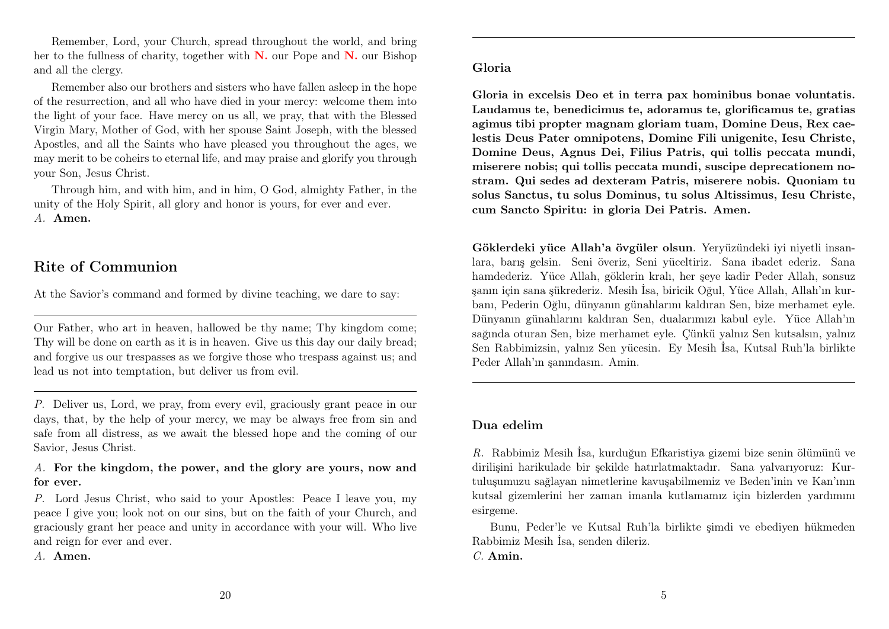Remember, Lord, your Church, spread throughout the world, and bring her to the fullness of charity, together with **N.** our Pope and **N.** our Bishop and all the clergy.

Remember also our brothers and sisters who have fallen asleep in the hope of the resurrection, and all who have died in your mercy: welcome them into the light of your face. Have mercy on us all, we pray, that with the Blessed Virgin Mary, Mother of God, with her spouse Saint Joseph, with the blessed Apostles, and all the Saints who have pleased you throughout the ages, we may merit to be coheirs to eternal life, and may praise and glorify you through your Son, Jesus Christ.

Through him, and with him, and in him, O God, almighty Father, in the unity of the Holy Spirit, all glory and honor is yours, for ever and ever.
*A.* **Amen.**

## Rite of Communion

At the Savior's command and formed by divine teaching, we dare to say:

---

Our Father, who art in heaven, hallowed be thy name; Thy kingdom come; Thy will be done on earth as it is in heaven. Give us this day our daily bread; and forgive us our trespasses as we forgive those who trespass against us; and lead us not into temptation, but deliver us from evil.

---

*P.* Deliver us, Lord, we pray, from every evil, graciously grant peace in our days, that, by the help of your mercy, we may be always free from sin and safe from all distress, as we await the blessed hope and the coming of our Savior, Jesus Christ.

*A.* **For the kingdom, the power, and the glory are yours, now and for ever.**

*P.* Lord Jesus Christ, who said to your Apostles: Peace I leave you, my peace I give you; look not on our sins, but on the faith of your Church, and graciously grant her peace and unity in accordance with your will. Who live and reign for ever and ever.
*A.* **Amen.**

---

### Gloria

**Gloria in excelsis Deo et in terra pax hominibus bonae voluntatis. Laudamus te, benedicimus te, adoramus te, glorificamus te, gratias agimus tibi propter magnam gloriam tuam, Domine Deus, Rex caelestis Deus Pater omnipotens, Domine Fili unigenite, Iesu Christe, Domine Deus, Agnus Dei, Filius Patris, qui tollis peccata mundi, miserere nobis; qui tollis peccata mundi, suscipe deprecationem nostram. Qui sedes ad dexteram Patris, miserere nobis. Quoniam tu solus Sanctus, tu solus Dominus, tu solus Altissimus, Iesu Christe, cum Sancto Spiritu: in gloria Dei Patris. Amen.**

**Göklerdeki yüce Allah'a övgüler olsun**. Yeryüzündeki iyi niyetli insanlara, barış gelsin. Seni överiz, Seni yüceltiriz. Sana ibadet ederiz. Sana hamdederiz. Yüce Allah, göklerin kralı, her şeye kadir Peder Allah, sonsuz şanın için sana şükrederiz. Mesih İsa, biricik Oğul, Yüce Allah, Allah'ın kurbanı, Pederin Oğlu, dünyanın günahlarını kaldıran Sen, bize merhamet eyle. Dünyanın günahlarını kaldıran Sen, dualarımızı kabul eyle. Yüce Allah'ın sağında oturan Sen, bize merhamet eyle. Çünkü yalnız Sen kutsalsın, yalnız Sen Rabbimizsin, yalnız Sen yücesin. Ey Mesih İsa, Kutsal Ruh'la birlikte Peder Allah'ın şanındasın. Amin.

---

### Dua edelim

*R.* Rabbimiz Mesih İsa, kurduğun Efkaristiya gizemi bize senin ölümünü ve dirilişini harikulade bir şekilde hatırlatmaktadır. Sana yalvarıyoruz: Kurtuluşumuzu sağlayan nimetlerine kavuşabilmemiz ve Beden'inin ve Kan'ının kutsal gizemlerini her zaman imanla kutlamamız için bizlerden yardımını esirgeme.

Bunu, Peder'le ve Kutsal Ruh'la birlikte şimdi ve ebediyen hükmeden Rabbimiz Mesih İsa, senden dileriz.
*C.* **Amin.**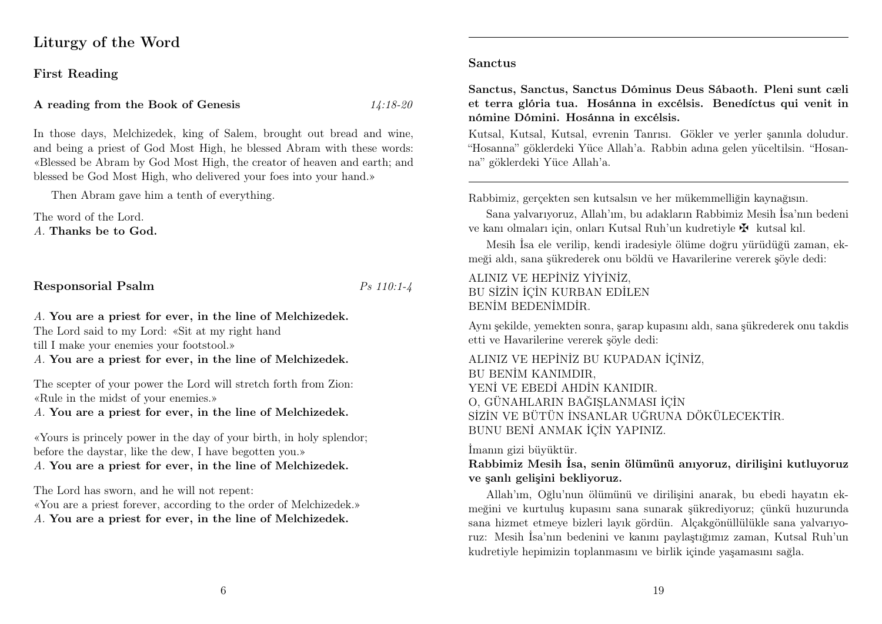# Liturgy of the Word

## First Reading

### A reading from the Book of Genesis *14:18-20*

In those days, Melchizedek, king of Salem, brought out bread and wine, and being a priest of God Most High, he blessed Abram with these words: «Blessed be Abram by God Most High, the creator of heaven and earth; and blessed be God Most High, who delivered your foes into your hand.»

Then Abram gave him a tenth of everything.

The word of the Lord.
*A.* **Thanks be to God.**

## Responsorial Psalm *Ps 110:1-4*

*A.* **You are a priest for ever, in the line of Melchizedek.**
The Lord said to my Lord: «Sit at my right hand
till I make your enemies your footstool.»
*A.* **You are a priest for ever, in the line of Melchizedek.**

The scepter of your power the Lord will stretch forth from Zion:
«Rule in the midst of your enemies.»
*A.* **You are a priest for ever, in the line of Melchizedek.**

«Yours is princely power in the day of your birth, in holy splendor;
before the daystar, like the dew, I have begotten you.»
*A.* **You are a priest for ever, in the line of Melchizedek.**

The Lord has sworn, and he will not repent:
«You are a priest forever, according to the order of Melchizedek.»
*A.* **You are a priest for ever, in the line of Melchizedek.**

---

### Sanctus

**Sanctus, Sanctus, Sanctus Dóminus Deus Sábaoth. Pleni sunt cæli et terra glória tua. Hosánna in excélsis. Benedíctus qui venit in nómine Dómini. Hosánna in excélsis.**

Kutsal, Kutsal, Kutsal, evrenin Tanrısı. Gökler ve yerler şanınla doludur. "Hosanna" göklerdeki Yüce Allah'a. Rabbin adına gelen yüceltilsin. "Hosanna" göklerdeki Yüce Allah'a.

---

Rabbimiz, gerçekten sen kutsalsın ve her mükemmelliğin kaynağısın.

Sana yalvarıyoruz, Allah'ım, bu adakların Rabbimiz Mesih İsa'nın bedeni ve kanı olmaları için, onları Kutsal Ruh'un kudretiyle ✠ kutsal kıl.

Mesih İsa ele verilip, kendi iradesiyle ölüme doğru yürüdüğü zaman, ekmeği aldı, sana şükrederek onu böldü ve Havarilerine vererek şöyle dedi:

ALINIZ VE HEPİNİZ YİYİNİZ,
BU SİZİN İÇİN KURBAN EDİLEN
BENİM BEDENİMDİR.

Aynı şekilde, yemekten sonra, şarap kupasını aldı, sana şükrederek onu takdis etti ve Havarilerine vererek şöyle dedi:

ALINIZ VE HEPİNİZ BU KUPADAN İÇİNİZ,
BU BENİM KANIMDIR,
YENİ VE EBEDİ AHDİN KANIDIR.
O, GÜNAHLARIN BAĞIŞLANMASI İÇİN
SİZİN VE BÜTÜN İNSANLAR UĞRUNA DÖKÜLECEKTİR.
BUNU BENİ ANMAK İÇİN YAPINIZ.

İmanın gizi büyüktür.
**Rabbimiz Mesih İsa, senin ölümünü anıyoruz, dirilişini kutluyoruz ve şanlı gelişini bekliyoruz.**

Allah'ım, Oğlu'nun ölümünü ve dirilişini anarak, bu ebedi hayatın ekmeğini ve kurtuluş kupasını sana sunarak şükrediyoruz; çünkü huzurunda sana hizmet etmeye bizleri layık gördün. Alçakgönüllülükle sana yalvarıyoruz: Mesih İsa'nın bedenini ve kanını paylaştığımız zaman, Kutsal Ruh'un kudretiyle hepimizin toplanmasını ve birlik içinde yaşamasını sağla.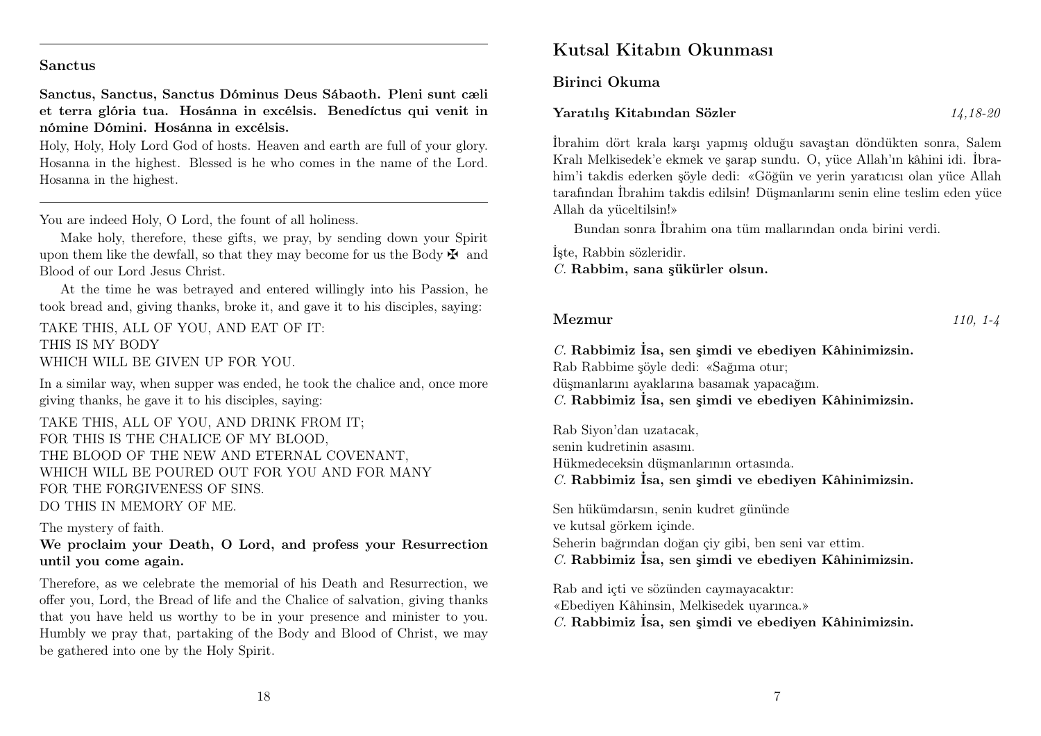### Sanctus

**Sanctus, Sanctus, Sanctus Dóminus Deus Sábaoth. Pleni sunt cæli et terra glória tua. Hosánna in excélsis. Benedíctus qui venit in nómine Dómini. Hosánna in excélsis.**

Holy, Holy, Holy Lord God of hosts. Heaven and earth are full of your glory. Hosanna in the highest. Blessed is he who comes in the name of the Lord. Hosanna in the highest.

---

You are indeed Holy, O Lord, the fount of all holiness.

Make holy, therefore, these gifts, we pray, by sending down your Spirit upon them like the dewfall, so that they may become for us the Body ✠ and Blood of our Lord Jesus Christ.

At the time he was betrayed and entered willingly into his Passion, he took bread and, giving thanks, broke it, and gave it to his disciples, saying:

TAKE THIS, ALL OF YOU, AND EAT OF IT:
THIS IS MY BODY
WHICH WILL BE GIVEN UP FOR YOU.

In a similar way, when supper was ended, he took the chalice and, once more giving thanks, he gave it to his disciples, saying:

TAKE THIS, ALL OF YOU, AND DRINK FROM IT;
FOR THIS IS THE CHALICE OF MY BLOOD,
THE BLOOD OF THE NEW AND ETERNAL COVENANT,
WHICH WILL BE POURED OUT FOR YOU AND FOR MANY
FOR THE FORGIVENESS OF SINS.
DO THIS IN MEMORY OF ME.

The mystery of faith.
**We proclaim your Death, O Lord, and profess your Resurrection until you come again.**

Therefore, as we celebrate the memorial of his Death and Resurrection, we offer you, Lord, the Bread of life and the Chalice of salvation, giving thanks that you have held us worthy to be in your presence and minister to you. Humbly we pray that, partaking of the Body and Blood of Christ, we may be gathered into one by the Holy Spirit.

## Kutsal Kitabın Okunması

### Birinci Okuma

#### Yaratılış Kitabından Sözler *14,18-20*

İbrahim dört krala karşı yapmış olduğu savaştan döndükten sonra, Salem Kralı Melkisedek'e ekmek ve şarap sundu. O, yüce Allah'ın kâhini idi. İbrahim'i takdis ederken şöyle dedi: «Göğün ve yerin yaratıcısı olan yüce Allah tarafından İbrahim takdis edilsin! Düşmanlarını senin eline teslim eden yüce Allah da yüceltilsin!»

Bundan sonra İbrahim ona tüm mallarından onda birini verdi.

İşte, Rabbin sözleridir.
*C.* **Rabbim, sana şükürler olsun.**

### Mezmur *110, 1-4*

*C.* **Rabbimiz İsa, sen şimdi ve ebediyen Kâhinimizsin.**
Rab Rabbime şöyle dedi: «Sağıma otur;
düşmanlarını ayaklarına basamak yapacağım.
*C.* **Rabbimiz İsa, sen şimdi ve ebediyen Kâhinimizsin.**

Rab Siyon'dan uzatacak,
senin kudretinin asasını.
Hükmedeceksin düşmanlarının ortasında.
*C.* **Rabbimiz İsa, sen şimdi ve ebediyen Kâhinimizsin.**

Sen hükümdarsın, senin kudret gününde
ve kutsal görkem içinde.
Seherin bağrından doğan çiy gibi, ben seni var ettim.
*C.* **Rabbimiz İsa, sen şimdi ve ebediyen Kâhinimizsin.**

Rab and içti ve sözünden caymayacaktır:
«Ebediyen Kâhinsin, Melkisedek uyarınca.»
*C.* **Rabbimiz İsa, sen şimdi ve ebediyen Kâhinimizsin.**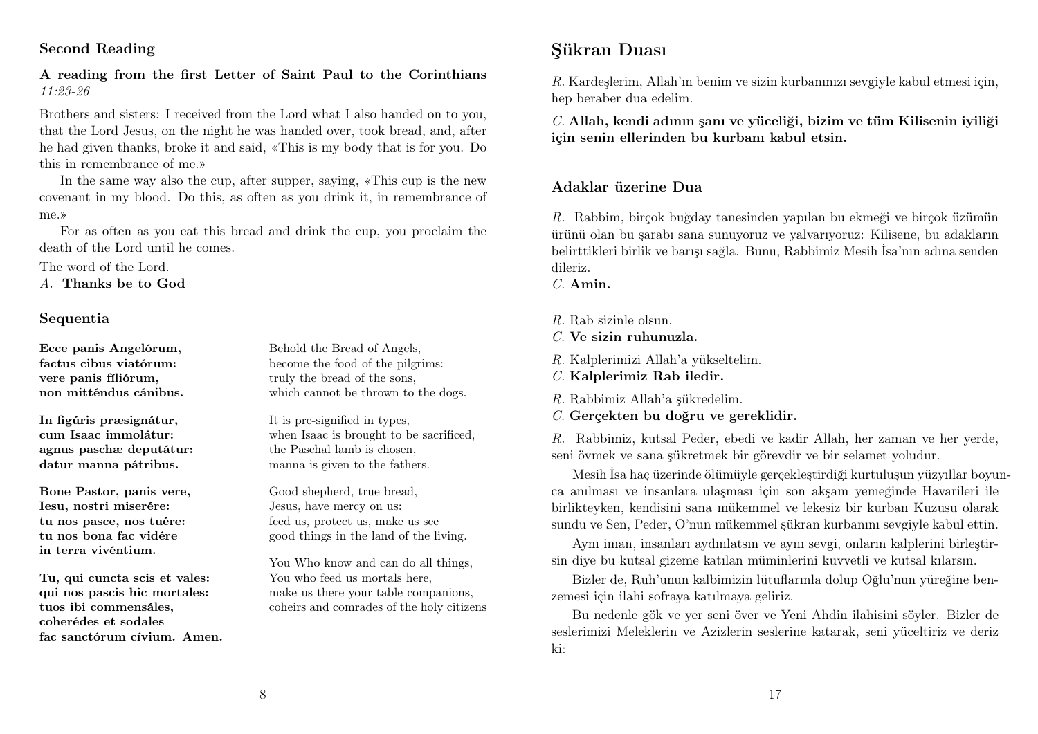## Second Reading

**A reading from the first Letter of Saint Paul to the Corinthians** *11:23-26*

Brothers and sisters: I received from the Lord what I also handed on to you, that the Lord Jesus, on the night he was handed over, took bread, and, after he had given thanks, broke it and said, «This is my body that is for you. Do this in remembrance of me.»

In the same way also the cup, after supper, saying, «This cup is the new covenant in my blood. Do this, as often as you drink it, in remembrance of me.»

For as often as you eat this bread and drink the cup, you proclaim the death of the Lord until he comes.

The word of the Lord.
*A.* **Thanks be to God**

## Sequentia

**Ecce panis Angelórum,**
**factus cibus viatórum:**
**vere panis fíliórum,**
**non mitténdus cánibus.**

Behold the Bread of Angels,
become the food of the pilgrims:
truly the bread of the sons,
which cannot be thrown to the dogs.

**In figúris præsignátur,**
**cum Isaac immolátur:**
**agnus paschæ deputátur:**
**datur manna pátribus.**

It is pre-signified in types,
when Isaac is brought to be sacrificed,
the Paschal lamb is chosen,
manna is given to the fathers.

**Bone Pastor, panis vere,**
**Iesu, nostri miserére:**
**tu nos pasce, nos tuére:**
**tu nos bona fac vidére**
**in terra vivéntium.**

Good shepherd, true bread,
Jesus, have mercy on us:
feed us, protect us, make us see
good things in the land of the living.

**Tu, qui cuncta scis et vales:**
**qui nos pascis hic mortales:**
**tuos ibi commensáles,**
**coherédes et sodales**
**fac sanctórum cívium. Amen.**

You Who know and can do all things,
You who feed us mortals here,
make us there your table companions,
coheirs and comrades of the holy citizens

## Şükran Duası

*R.* Kardeşlerim, Allah'ın benim ve sizin kurbanınızı sevgiyle kabul etmesi için, hep beraber dua edelim.

*C.* **Allah, kendi adının şanı ve yüceliği, bizim ve tüm Kilisenin iyiliği için senin ellerinden bu kurbanı kabul etsin.**

### Adaklar üzerine Dua

*R.* Rabbim, birçok buğday tanesinden yapılan bu ekmeği ve birçok üzümün ürünü olan bu şarabı sana sunuyoruz ve yalvarıyoruz: Kilisene, bu adakların belirttikleri birlik ve barışı sağla. Bunu, Rabbimiz Mesih İsa'nın adına senden dileriz.
*C.* **Amin.**

*R.* Rab sizinle olsun.
*C.* **Ve sizin ruhunuzla.**

*R.* Kalplerimizi Allah'a yükseltelim.
*C.* **Kalplerimiz Rab iledir.**

*R.* Rabbimiz Allah'a şükredelim.
*C.* **Gerçekten bu doğru ve gereklidir.**

*R.* Rabbimiz, kutsal Peder, ebedi ve kadir Allah, her zaman ve her yerde, seni övmek ve sana şükretmek bir görevdir ve bir selamet yoludur.

Mesih İsa haç üzerinde ölümüyle gerçekleştirdiği kurtuluşun yüzyıllar boyunca anılması ve insanlara ulaşması için son akşam yemeğinde Havarileri ile birlikteyken, kendisini sana mükemmel ve lekesiz bir kurban Kuzusu olarak sundu ve Sen, Peder, O'nun mükemmel şükran kurbanını sevgiyle kabul ettin.

Aynı iman, insanları aydınlatsın ve aynı sevgi, onların kalplerini birleştirsin diye bu kutsal gizeme katılan müminlerini kuvvetli ve kutsal kılarsın.

Bizler de, Ruh'unun kalbimizin lütuflarınla dolup Oğlu'nun yüreğine benzemesi için ilahi sofraya katılmaya geliriz.

Bu nedenle gök ve yer seni över ve Yeni Ahdin ilahisini söyler. Bizler de seslerimizi Meleklerin ve Azizlerin seslerine katarak, seni yüceltiriz ve deriz ki: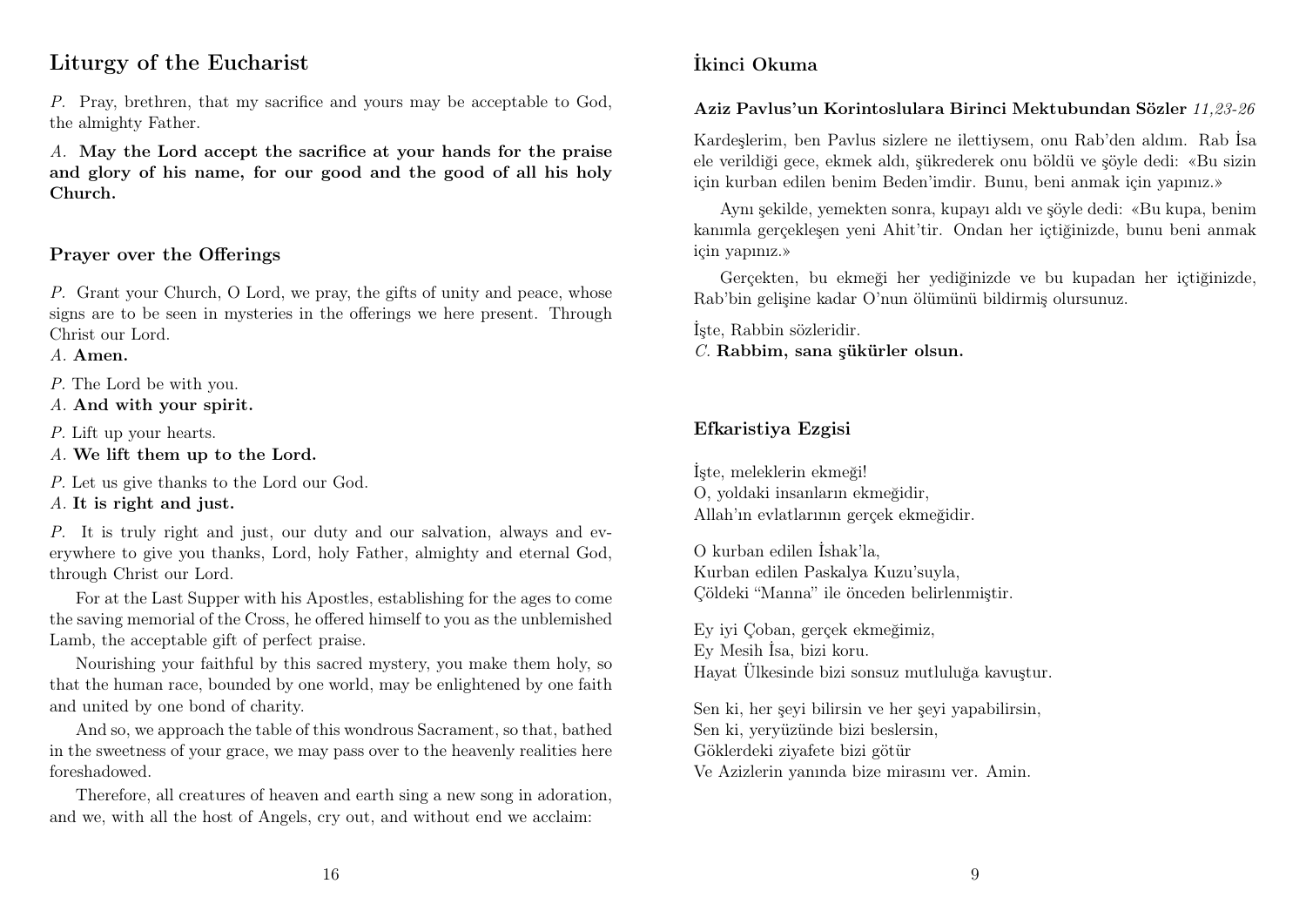## Liturgy of the Eucharist

*P.* Pray, brethren, that my sacrifice and yours may be acceptable to God, the almighty Father.

*A.* **May the Lord accept the sacrifice at your hands for the praise and glory of his name, for our good and the good of all his holy Church.**

### Prayer over the Offerings

*P.* Grant your Church, O Lord, we pray, the gifts of unity and peace, whose signs are to be seen in mysteries in the offerings we here present. Through Christ our Lord.
*A.* **Amen.**

*P.* The Lord be with you.
*A.* **And with your spirit.**

*P.* Lift up your hearts.
*A.* **We lift them up to the Lord.**

*P.* Let us give thanks to the Lord our God.
*A.* **It is right and just.**

*P.* It is truly right and just, our duty and our salvation, always and everywhere to give you thanks, Lord, holy Father, almighty and eternal God, through Christ our Lord.

For at the Last Supper with his Apostles, establishing for the ages to come the saving memorial of the Cross, he offered himself to you as the unblemished Lamb, the acceptable gift of perfect praise.

Nourishing your faithful by this sacred mystery, you make them holy, so that the human race, bounded by one world, may be enlightened by one faith and united by one bond of charity.

And so, we approach the table of this wondrous Sacrament, so that, bathed in the sweetness of your grace, we may pass over to the heavenly realities here foreshadowed.

Therefore, all creatures of heaven and earth sing a new song in adoration, and we, with all the host of Angels, cry out, and without end we acclaim:

## İkinci Okuma

**Aziz Pavlus'un Korintoslulara Birinci Mektubundan Sözler** *11,23-26*

Kardeşlerim, ben Pavlus sizlere ne ilettiysem, onu Rab'den aldım. Rab İsa ele verildiği gece, ekmek aldı, şükrederek onu böldü ve şöyle dedi: «Bu sizin için kurban edilen benim Beden'imdir. Bunu, beni anmak için yapınız.»

Aynı şekilde, yemekten sonra, kupayı aldı ve şöyle dedi: «Bu kupa, benim kanımla gerçekleşen yeni Ahit'tir. Ondan her içtiğinizde, bunu beni anmak için yapınız.»

Gerçekten, bu ekmeği her yediğinizde ve bu kupadan her içtiğinizde, Rab'bin gelişine kadar O'nun ölümünü bildirmiş olursunuz.

İşte, Rabbin sözleridir.
*C.* **Rabbim, sana şükürler olsun.**

### Efkaristiya Ezgisi

İşte, meleklerin ekmeği!
O, yoldaki insanların ekmeğidir,
Allah'ın evlatlarının gerçek ekmeğidir.

O kurban edilen İshak'la,
Kurban edilen Paskalya Kuzu'suyla,
Çöldeki "Manna" ile önceden belirlenmiştir.

Ey iyi Çoban, gerçek ekmeğimiz,
Ey Mesih İsa, bizi koru.
Hayat Ülkesinde bizi sonsuz mutluluğa kavuştur.

Sen ki, her şeyi bilirsin ve her şeyi yapabilirsin,
Sen ki, yeryüzünde bizi beslersin,
Göklerdeki ziyafete bizi götür
Ve Azizlerin yanında bize mirasını ver. Amin.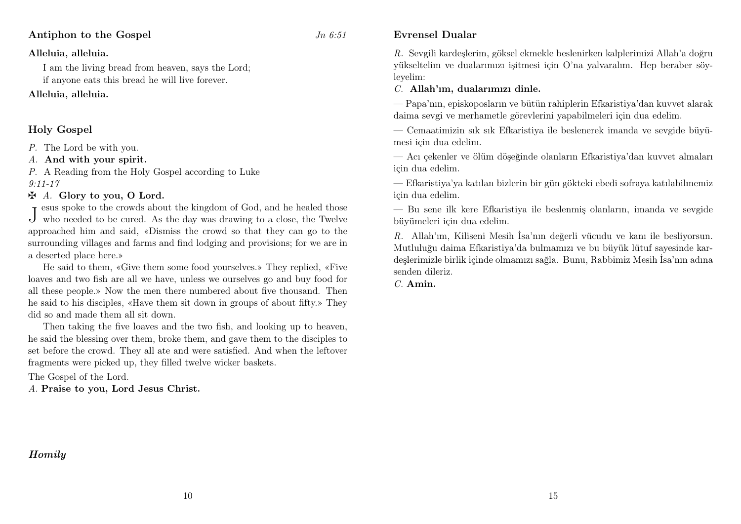## Antiphon to the Gospel

*Jn 6:51*

**Alleluia, alleluia.**

I am the living bread from heaven, says the Lord;
if anyone eats this bread he will live forever.

**Alleluia, alleluia.**

## Holy Gospel

*P.* The Lord be with you.

*A.* **And with your spirit.**

*P.* A Reading from the Holy Gospel according to Luke
*9:11-17*

✠ *A.* **Glory to you, O Lord.**

Jesus spoke to the crowds about the kingdom of God, and he healed those who needed to be cured. As the day was drawing to a close, the Twelve approached him and said, «Dismiss the crowd so that they can go to the surrounding villages and farms and find lodging and provisions; for we are in a deserted place here.»

He said to them, «Give them some food yourselves.» They replied, «Five loaves and two fish are all we have, unless we ourselves go and buy food for all these people.» Now the men there numbered about five thousand. Then he said to his disciples, «Have them sit down in groups of about fifty.» They did so and made them all sit down.

Then taking the five loaves and the two fish, and looking up to heaven, he said the blessing over them, broke them, and gave them to the disciples to set before the crowd. They all ate and were satisfied. And when the leftover fragments were picked up, they filled twelve wicker baskets.

The Gospel of the Lord.

*A.* **Praise to you, Lord Jesus Christ.**

***Homily***

## Evrensel Dualar

*R.* Sevgili kardeşlerim, göksel ekmekle beslenirken kalplerimizi Allah'a doğru yükseltelim ve dualarımızı işitmesi için O'na yalvaralım. Hep beraber söyleyelim:

*C.* **Allah'ım, dualarımızı dinle.**

— Papa'nın, episkoposların ve bütün rahiplerin Efkaristiya'dan kuvvet alarak daima sevgi ve merhametle görevlerini yapabilmeleri için dua edelim.

— Cemaatimizin sık sık Efkaristiya ile beslenerek imanda ve sevgide büyümesi için dua edelim.

— Acı çekenler ve ölüm döşeğinde olanların Efkaristiya'dan kuvvet almaları için dua edelim.

— Efkaristiya'ya katılan bizlerin bir gün gökteki ebedi sofraya katılabilmemiz için dua edelim.

— Bu sene ilk kere Efkaristiya ile beslenmiş olanların, imanda ve sevgide büyümeleri için dua edelim.

*R.* Allah'ım, Kiliseni Mesih İsa'nın değerli vücudu ve kanı ile besliyorsun. Mutluluğu daima Efkaristiya'da bulmamızı ve bu büyük lütuf sayesinde kardeşlerimizle birlik içinde olmamızı sağla. Bunu, Rabbimiz Mesih İsa'nın adına senden dileriz.

*C.* **Amin.**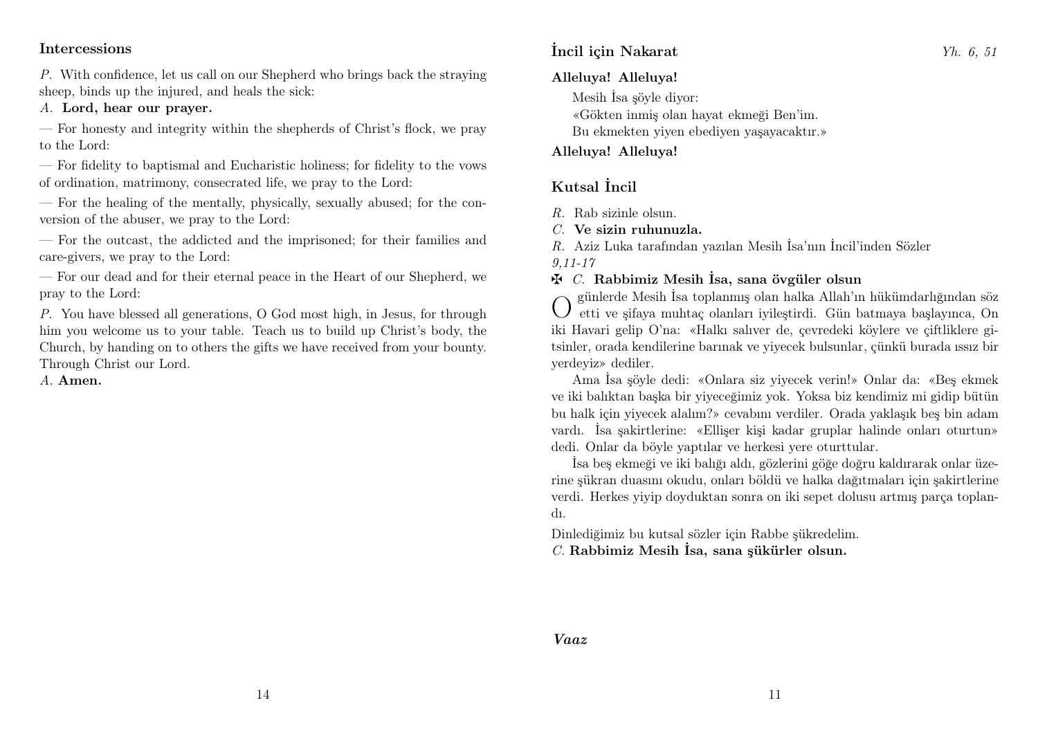**Intercessions**

*P.* With confidence, let us call on our Shepherd who brings back the straying sheep, binds up the injured, and heals the sick:

*A.* **Lord, hear our prayer.**

— For honesty and integrity within the shepherds of Christ's flock, we pray to the Lord:

— For fidelity to baptismal and Eucharistic holiness; for fidelity to the vows of ordination, matrimony, consecrated life, we pray to the Lord:

— For the healing of the mentally, physically, sexually abused; for the conversion of the abuser, we pray to the Lord:

— For the outcast, the addicted and the imprisoned; for their families and care-givers, we pray to the Lord:

— For our dead and for their eternal peace in the Heart of our Shepherd, we pray to the Lord:

*P.* You have blessed all generations, O God most high, in Jesus, for through him you welcome us to your table. Teach us to build up Christ's body, the Church, by handing on to others the gifts we have received from your bounty. Through Christ our Lord.

*A.* **Amen.**

**İncil için Nakarat** *Yh. 6, 51*

**Alleluya! Alleluya!**

Mesih İsa şöyle diyor:
«Gökten inmiş olan hayat ekmeği Ben'im.
Bu ekmekten yiyen ebediyen yaşayacaktır.»

**Alleluya! Alleluya!**

## Kutsal İncil

*R.* Rab sizinle olsun.

*C.* **Ve sizin ruhunuzla.**

*R.* Aziz Luka tarafından yazılan Mesih İsa'nın İncil'inden Sözler *9,11-17*

✠ *C.* **Rabbimiz Mesih İsa, sana övgüler olsun**

O günlerde Mesih İsa toplanmış olan halka Allah'ın hükümdarlığından söz etti ve şifaya muhtaç olanları iyileştirdi. Gün batmaya başlayınca, On iki Havari gelip O'na: «Halkı salıver de, çevredeki köylere ve çiftliklere gitsinler, orada kendilerine barınak ve yiyecek bulsunlar, çünkü burada ıssız bir yerdeyiz» dediler.

Ama İsa şöyle dedi: «Onlara siz yiyecek verin!» Onlar da: «Beş ekmek ve iki balıktan başka bir yiyeceğimiz yok. Yoksa biz kendimiz mi gidip bütün bu halk için yiyecek alalım?» cevabını verdiler. Orada yaklaşık beş bin adam vardı. İsa şakirtlerine: «Ellişer kişi kadar gruplar halinde onları oturtun» dedi. Onlar da böyle yaptılar ve herkesi yere oturttular.

İsa beş ekmeği ve iki balığı aldı, gözlerini göğe doğru kaldırarak onlar üzerine şükran duasını okudu, onları böldü ve halka dağıtmaları için şakirtlerine verdi. Herkes yiyip doyduktan sonra on iki sepet dolusu artmış parça toplandı.

Dinlediğimiz bu kutsal sözler için Rabbe şükredelim.

*C.* **Rabbimiz Mesih İsa, sana şükürler olsun.**

***Vaaz***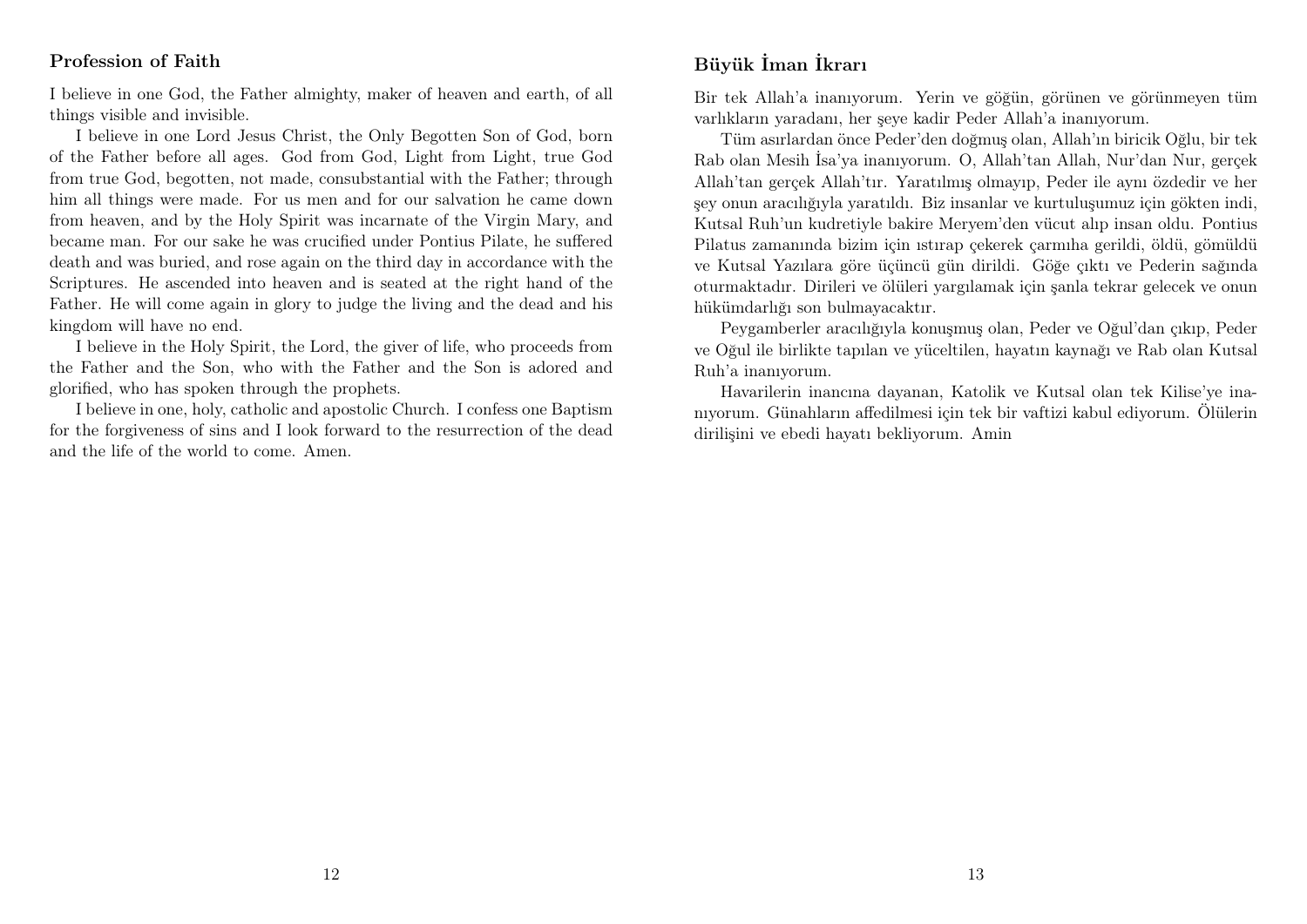## Profession of Faith

I believe in one God, the Father almighty, maker of heaven and earth, of all things visible and invisible.

I believe in one Lord Jesus Christ, the Only Begotten Son of God, born of the Father before all ages. God from God, Light from Light, true God from true God, begotten, not made, consubstantial with the Father; through him all things were made. For us men and for our salvation he came down from heaven, and by the Holy Spirit was incarnate of the Virgin Mary, and became man. For our sake he was crucified under Pontius Pilate, he suffered death and was buried, and rose again on the third day in accordance with the Scriptures. He ascended into heaven and is seated at the right hand of the Father. He will come again in glory to judge the living and the dead and his kingdom will have no end.

I believe in the Holy Spirit, the Lord, the giver of life, who proceeds from the Father and the Son, who with the Father and the Son is adored and glorified, who has spoken through the prophets.

I believe in one, holy, catholic and apostolic Church. I confess one Baptism for the forgiveness of sins and I look forward to the resurrection of the dead and the life of the world to come. Amen.

## Büyük İman İkrarı

Bir tek Allah'a inanıyorum. Yerin ve göğün, görünen ve görünmeyen tüm varlıkların yaradanı, her şeye kadir Peder Allah'a inanıyorum.

Tüm asırlardan önce Peder'den doğmuş olan, Allah'ın biricik Oğlu, bir tek Rab olan Mesih İsa'ya inanıyorum. O, Allah'tan Allah, Nur'dan Nur, gerçek Allah'tan gerçek Allah'tır. Yaratılmış olmayıp, Peder ile aynı özdedir ve her şey onun aracılığıyla yaratıldı. Biz insanlar ve kurtuluşumuz için gökten indi, Kutsal Ruh'un kudretiyle bakire Meryem'den vücut alıp insan oldu. Pontius Pilatus zamanında bizim için ıstırap çekerek çarmıha gerildi, öldü, gömüldü ve Kutsal Yazılara göre üçüncü gün dirildi. Göğe çıktı ve Pederin sağında oturmaktadır. Dirileri ve ölüleri yargılamak için şanla tekrar gelecek ve onun hükümdarlığı son bulmayacaktır.

Peygamberler aracılığıyla konuşmuş olan, Peder ve Oğul'dan çıkıp, Peder ve Oğul ile birlikte tapılan ve yüceltilen, hayatın kaynağı ve Rab olan Kutsal Ruh'a inanıyorum.

Havarilerin inancına dayanan, Katolik ve Kutsal olan tek Kilise'ye inanıyorum. Günahların affedilmesi için tek bir vaftizi kabul ediyorum. Ölülerin dirilişini ve ebedi hayatı bekliyorum. Amin